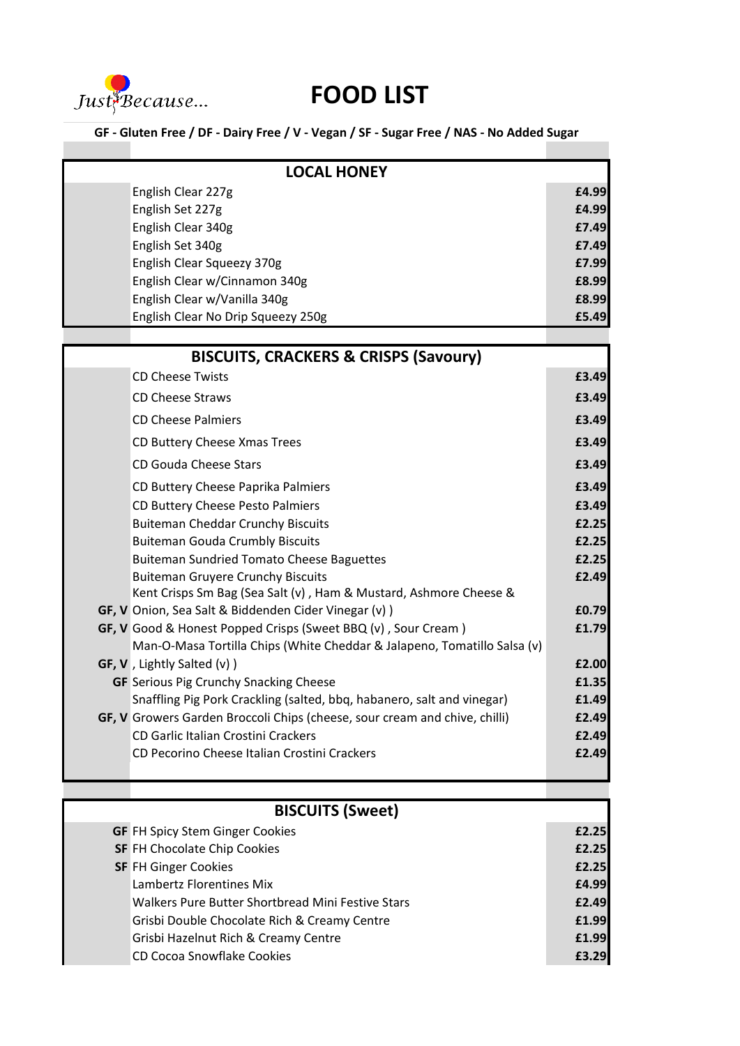# FOOD LIST

Just Because...

**GF - Gluten Free / DF - Dairy Free / V - Vegan / SF - Sugar Free / NAS - No Added Sugar**

| | **LOCAL HONEY** | |
|---|---|---|
| | English Clear 227g | **£4.99** |
| | English Set 227g | **£4.99** |
| | English Clear 340g | **£7.49** |
| | English Set 340g | **£7.49** |
| | English Clear Squeezy 370g | **£7.99** |
| | English Clear w/Cinnamon 340g | **£8.99** |
| | English Clear w/Vanilla 340g | **£8.99** |
| | English Clear No Drip Squeezy 250g | **£5.49** |

| | **BISCUITS, CRACKERS & CRISPS (Savoury)** | |
|---|---|---|
| | CD Cheese Twists | **£3.49** |
| | CD Cheese Straws | **£3.49** |
| | CD Cheese Palmiers | **£3.49** |
| | CD Buttery Cheese Xmas Trees | **£3.49** |
| | CD Gouda Cheese Stars | **£3.49** |
| | CD Buttery Cheese Paprika Palmiers | **£3.49** |
| | CD Buttery Cheese Pesto Palmiers | **£3.49** |
| | Buiteman Cheddar Crunchy Biscuits | **£2.25** |
| | Buiteman Gouda Crumbly Biscuits | **£2.25** |
| | Buiteman Sundried Tomato Cheese Baguettes | **£2.25** |
| | Buiteman Gruyere Crunchy Biscuits | **£2.49** |
| **GF, V** | Kent Crisps Sm Bag (Sea Salt (v) , Ham & Mustard, Ashmore Cheese & Onion, Sea Salt & Biddenden Cider Vinegar (v) ) | **£0.79** |
| **GF, V** | Good & Honest Popped Crisps (Sweet BBQ (v) , Sour Cream ) | **£1.79** |
| **GF, V** | Man-O-Masa Tortilla Chips (White Cheddar & Jalapeno, Tomatillo Salsa (v) , Lightly Salted (v) ) | **£2.00** |
| **GF** | Serious Pig Crunchy Snacking Cheese | **£1.35** |
| | Snaffling Pig Pork Crackling (salted, bbq, habanero, salt and vinegar) | **£1.49** |
| **GF, V** | Growers Garden Broccoli Chips (cheese, sour cream and chive, chilli) | **£2.49** |
| | CD Garlic Italian Crostini Crackers | **£2.49** |
| | CD Pecorino Cheese Italian Crostini Crackers | **£2.49** |

| | **BISCUITS (Sweet)** | |
|---|---|---|
| **GF** | FH Spicy Stem Ginger Cookies | **£2.25** |
| **SF** | FH Chocolate Chip Cookies | **£2.25** |
| **SF** | FH Ginger Cookies | **£2.25** |
| | Lambertz Florentines Mix | **£4.99** |
| | Walkers Pure Butter Shortbread Mini Festive Stars | **£2.49** |
| | Grisbi Double Chocolate Rich & Creamy Centre | **£1.99** |
| | Grisbi Hazelnut Rich & Creamy Centre | **£1.99** |
| | CD Cocoa Snowflake Cookies | **£3.29** |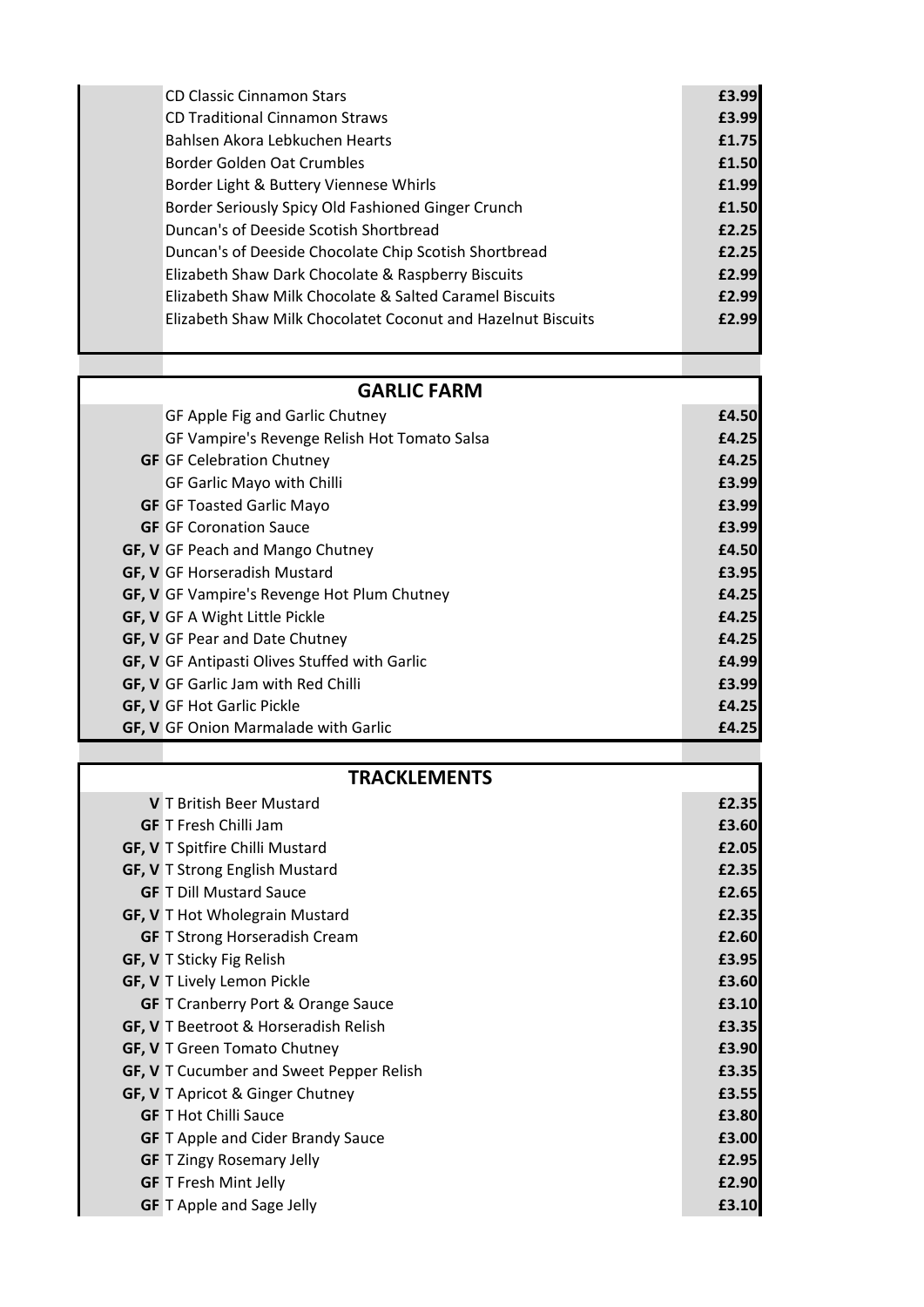| | | |
|---|---|---|
| | CD Classic Cinnamon Stars | **£3.99** |
| | CD Traditional Cinnamon Straws | **£3.99** |
| | Bahlsen Akora Lebkuchen Hearts | **£1.75** |
| | Border Golden Oat Crumbles | **£1.50** |
| | Border Light & Buttery Viennese Whirls | **£1.99** |
| | Border Seriously Spicy Old Fashioned Ginger Crunch | **£1.50** |
| | Duncan's of Deeside Scottish Shortbread | **£2.25** |
| | Duncan's of Deeside Chocolate Chip Scottish Shortbread | **£2.25** |
| | Elizabeth Shaw Dark Chocolate & Raspberry Biscuits | **£2.99** |
| | Elizabeth Shaw Milk Chocolate & Salted Caramel Biscuits | **£2.99** |
| | Elizabeth Shaw Milk Chocolatet Coconut and Hazelnut Biscuits | **£2.99** |

## GARLIC FARM

| | | |
|---|---|---|
| | GF Apple Fig and Garlic Chutney | **£4.50** |
| | GF Vampire's Revenge Relish Hot Tomato Salsa | **£4.25** |
| **GF** | GF Celebration Chutney | **£4.25** |
| | GF Garlic Mayo with Chilli | **£3.99** |
| **GF** | GF Toasted Garlic Mayo | **£3.99** |
| **GF** | GF Coronation Sauce | **£3.99** |
| **GF, V** | GF Peach and Mango Chutney | **£4.50** |
| **GF, V** | GF Horseradish Mustard | **£3.95** |
| **GF, V** | GF Vampire's Revenge Hot Plum Chutney | **£4.25** |
| **GF, V** | GF A Wight Little Pickle | **£4.25** |
| **GF, V** | GF Pear and Date Chutney | **£4.25** |
| **GF, V** | GF Antipasti Olives Stuffed with Garlic | **£4.99** |
| **GF, V** | GF Garlic Jam with Red Chilli | **£3.99** |
| **GF, V** | GF Hot Garlic Pickle | **£4.25** |
| **GF, V** | GF Onion Marmalade with Garlic | **£4.25** |

## TRACKLEMENTS

| | | |
|---|---|---|
| **V** | T British Beer Mustard | **£2.35** |
| **GF** | T Fresh Chilli Jam | **£3.60** |
| **GF, V** | T Spitfire Chilli Mustard | **£2.05** |
| **GF, V** | T Strong English Mustard | **£2.35** |
| **GF** | T Dill Mustard Sauce | **£2.65** |
| **GF, V** | T Hot Wholegrain Mustard | **£2.35** |
| **GF** | T Strong Horseradish Cream | **£2.60** |
| **GF, V** | T Sticky Fig Relish | **£3.95** |
| **GF, V** | T Lively Lemon Pickle | **£3.60** |
| **GF** | T Cranberry Port & Orange Sauce | **£3.10** |
| **GF, V** | T Beetroot & Horseradish Relish | **£3.35** |
| **GF, V** | T Green Tomato Chutney | **£3.90** |
| **GF, V** | T Cucumber and Sweet Pepper Relish | **£3.35** |
| **GF, V** | T Apricot & Ginger Chutney | **£3.55** |
| **GF** | T Hot Chilli Sauce | **£3.80** |
| **GF** | T Apple and Cider Brandy Sauce | **£3.00** |
| **GF** | T Zingy Rosemary Jelly | **£2.95** |
| **GF** | T Fresh Mint Jelly | **£2.90** |
| **GF** | T Apple and Sage Jelly | **£3.10** |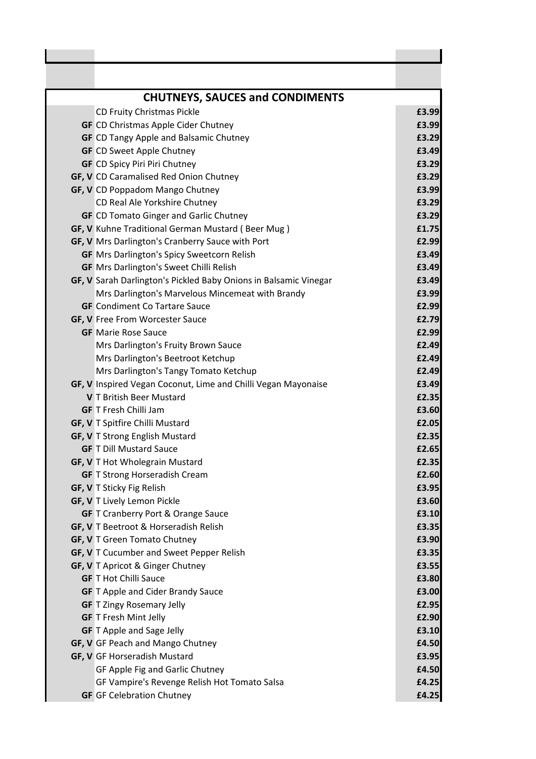## CHUTNEYS, SAUCES and CONDIMENTS

| | Product | Price |
|---|---|---|
| | CD Fruity Christmas Pickle | £3.99 |
| GF | CD Christmas Apple Cider Chutney | £3.99 |
| GF | CD Tangy Apple and Balsamic Chutney | £3.29 |
| GF | CD Sweet Apple Chutney | £3.49 |
| GF | CD Spicy Piri Piri Chutney | £3.29 |
| GF, V | CD Caramalised Red Onion Chutney | £3.29 |
| GF, V | CD Poppadom Mango Chutney | £3.99 |
| | CD Real Ale Yorkshire Chutney | £3.29 |
| GF | CD Tomato Ginger and Garlic Chutney | £3.29 |
| GF, V | Kuhne Traditional German Mustard ( Beer Mug ) | £1.75 |
| GF, V | Mrs Darlington's Cranberry Sauce with Port | £2.99 |
| GF | Mrs Darlington's Spicy Sweetcorn Relish | £3.49 |
| GF | Mrs Darlington's Sweet Chilli Relish | £3.49 |
| GF, V | Sarah Darlington's Pickled Baby Onions in Balsamic Vinegar | £3.49 |
| | Mrs Darlington's Marvelous Mincemeat with Brandy | £3.99 |
| GF | Condiment Co Tartare Sauce | £2.99 |
| GF, V | Free From Worcester Sauce | £2.79 |
| GF | Marie Rose Sauce | £2.99 |
| | Mrs Darlington's Fruity Brown Sauce | £2.49 |
| | Mrs Darlington's Beetroot Ketchup | £2.49 |
| | Mrs Darlington's Tangy Tomato Ketchup | £2.49 |
| GF, V | Inspired Vegan Coconut, Lime and Chilli Vegan Mayonaise | £3.49 |
| V | T British Beer Mustard | £2.35 |
| GF | T Fresh Chilli Jam | £3.60 |
| GF, V | T Spitfire Chilli Mustard | £2.05 |
| GF, V | T Strong English Mustard | £2.35 |
| GF | T Dill Mustard Sauce | £2.65 |
| GF, V | T Hot Wholegrain Mustard | £2.35 |
| GF | T Strong Horseradish Cream | £2.60 |
| GF, V | T Sticky Fig Relish | £3.95 |
| GF, V | T Lively Lemon Pickle | £3.60 |
| GF | T Cranberry Port & Orange Sauce | £3.10 |
| GF, V | T Beetroot & Horseradish Relish | £3.35 |
| GF, V | T Green Tomato Chutney | £3.90 |
| GF, V | T Cucumber and Sweet Pepper Relish | £3.35 |
| GF, V | T Apricot & Ginger Chutney | £3.55 |
| GF | T Hot Chilli Sauce | £3.80 |
| GF | T Apple and Cider Brandy Sauce | £3.00 |
| GF | T Zingy Rosemary Jelly | £2.95 |
| GF | T Fresh Mint Jelly | £2.90 |
| GF | T Apple and Sage Jelly | £3.10 |
| GF, V | GF Peach and Mango Chutney | £4.50 |
| GF, V | GF Horseradish Mustard | £3.95 |
| | GF Apple Fig and Garlic Chutney | £4.50 |
| | GF Vampire's Revenge Relish Hot Tomato Salsa | £4.25 |
| GF | GF Celebration Chutney | £4.25 |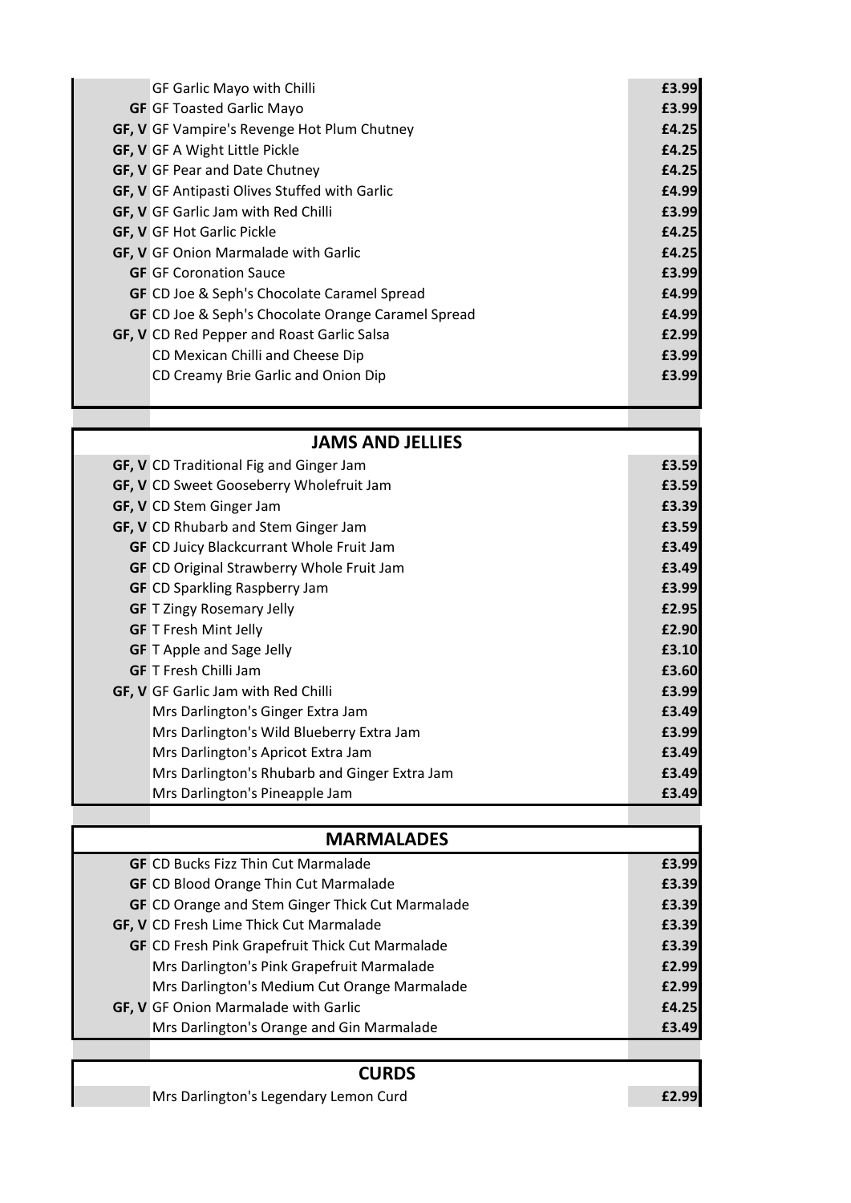| | | |
|---|---|---|
| | GF Garlic Mayo with Chilli | £3.99 |
| **GF** | GF Toasted Garlic Mayo | £3.99 |
| **GF, V** | GF Vampire's Revenge Hot Plum Chutney | £4.25 |
| **GF, V** | GF A Wight Little Pickle | £4.25 |
| **GF, V** | GF Pear and Date Chutney | £4.25 |
| **GF, V** | GF Antipasti Olives Stuffed with Garlic | £4.99 |
| **GF, V** | GF Garlic Jam with Red Chilli | £3.99 |
| **GF, V** | GF Hot Garlic Pickle | £4.25 |
| **GF, V** | GF Onion Marmalade with Garlic | £4.25 |
| **GF** | GF Coronation Sauce | £3.99 |
| **GF** | CD Joe & Seph's Chocolate Caramel Spread | £4.99 |
| **GF** | CD Joe & Seph's Chocolate Orange Caramel Spread | £4.99 |
| **GF, V** | CD Red Pepper and Roast Garlic Salsa | £2.99 |
| | CD Mexican Chilli and Cheese Dip | £3.99 |
| | CD Creamy Brie Garlic and Onion Dip | £3.99 |

## JAMS AND JELLIES

| | | |
|---|---|---|
| **GF, V** | CD Traditional Fig and Ginger Jam | £3.59 |
| **GF, V** | CD Sweet Gooseberry Wholefruit Jam | £3.59 |
| **GF, V** | CD Stem Ginger Jam | £3.39 |
| **GF, V** | CD Rhubarb and Stem Ginger Jam | £3.59 |
| **GF** | CD Juicy Blackcurrant Whole Fruit Jam | £3.49 |
| **GF** | CD Original Strawberry Whole Fruit Jam | £3.49 |
| **GF** | CD Sparkling Raspberry Jam | £3.99 |
| **GF** | T Zingy Rosemary Jelly | £2.95 |
| **GF** | T Fresh Mint Jelly | £2.90 |
| **GF** | T Apple and Sage Jelly | £3.10 |
| **GF** | T Fresh Chilli Jam | £3.60 |
| **GF, V** | GF Garlic Jam with Red Chilli | £3.99 |
| | Mrs Darlington's Ginger Extra Jam | £3.49 |
| | Mrs Darlington's Wild Blueberry Extra Jam | £3.99 |
| | Mrs Darlington's Apricot Extra Jam | £3.49 |
| | Mrs Darlington's Rhubarb and Ginger Extra Jam | £3.49 |
| | Mrs Darlington's Pineapple Jam | £3.49 |

## MARMALADES

| | | |
|---|---|---|
| **GF** | CD Bucks Fizz Thin Cut Marmalade | £3.99 |
| **GF** | CD Blood Orange Thin Cut Marmalade | £3.39 |
| **GF** | CD Orange and Stem Ginger Thick Cut Marmalade | £3.39 |
| **GF, V** | CD Fresh Lime Thick Cut Marmalade | £3.39 |
| **GF** | CD Fresh Pink Grapefruit Thick Cut Marmalade | £3.39 |
| | Mrs Darlington's Pink Grapefruit Marmalade | £2.99 |
| | Mrs Darlington's Medium Cut Orange Marmalade | £2.99 |
| **GF, V** | GF Onion Marmalade with Garlic | £4.25 |
| | Mrs Darlington's Orange and Gin Marmalade | £3.49 |

## CURDS

| | | |
|---|---|---|
| | Mrs Darlington's Legendary Lemon Curd | £2.99 |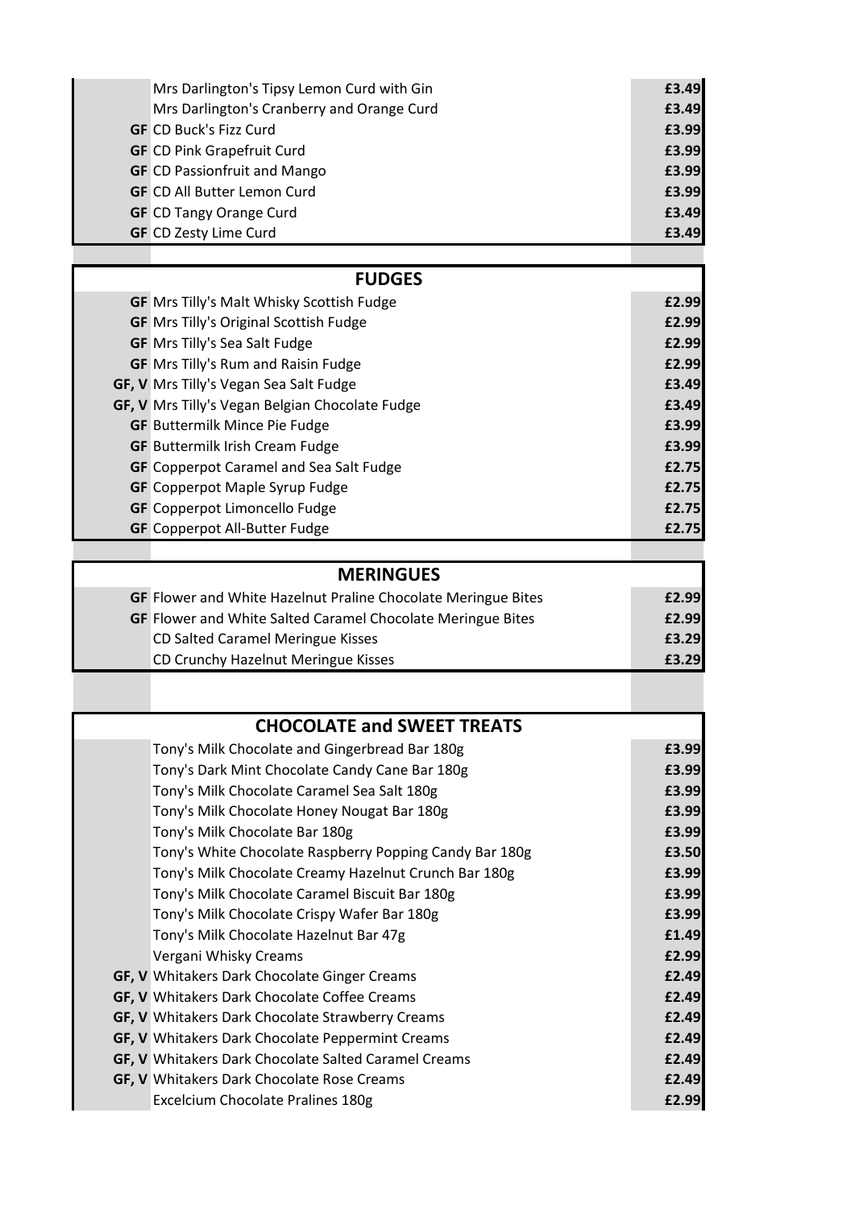| | | |
|---|---|---|
| | Mrs Darlington's Tipsy Lemon Curd with Gin | £3.49 |
| | Mrs Darlington's Cranberry and Orange Curd | £3.49 |
| **GF** | CD Buck's Fizz Curd | £3.99 |
| **GF** | CD Pink Grapefruit Curd | £3.99 |
| **GF** | CD Passionfruit and Mango | £3.99 |
| **GF** | CD All Butter Lemon Curd | £3.99 |
| **GF** | CD Tangy Orange Curd | £3.49 |
| **GF** | CD Zesty Lime Curd | £3.49 |

## FUDGES

| | | |
|---|---|---|
| **GF** | Mrs Tilly's Malt Whisky Scottish Fudge | £2.99 |
| **GF** | Mrs Tilly's Original Scottish Fudge | £2.99 |
| **GF** | Mrs Tilly's Sea Salt Fudge | £2.99 |
| **GF** | Mrs Tilly's Rum and Raisin Fudge | £2.99 |
| **GF, V** | Mrs Tilly's Vegan Sea Salt Fudge | £3.49 |
| **GF, V** | Mrs Tilly's Vegan Belgian Chocolate Fudge | £3.49 |
| **GF** | Buttermilk Mince Pie Fudge | £3.99 |
| **GF** | Buttermilk Irish Cream Fudge | £3.99 |
| **GF** | Copperpot Caramel and Sea Salt Fudge | £2.75 |
| **GF** | Copperpot Maple Syrup Fudge | £2.75 |
| **GF** | Copperpot Limoncello Fudge | £2.75 |
| **GF** | Copperpot All-Butter Fudge | £2.75 |

## MERINGUES

| | | |
|---|---|---|
| **GF** | Flower and White Hazelnut Praline Chocolate Meringue Bites | £2.99 |
| **GF** | Flower and White Salted Caramel Chocolate Meringue Bites | £2.99 |
| | CD Salted Caramel Meringue Kisses | £3.29 |
| | CD Crunchy Hazelnut Meringue Kisses | £3.29 |

## CHOCOLATE and SWEET TREATS

| | | |
|---|---|---|
| | Tony's Milk Chocolate and Gingerbread Bar 180g | £3.99 |
| | Tony's Dark Mint Chocolate Candy Cane Bar 180g | £3.99 |
| | Tony's Milk Chocolate Caramel Sea Salt 180g | £3.99 |
| | Tony's Milk Chocolate Honey Nougat Bar 180g | £3.99 |
| | Tony's Milk Chocolate Bar 180g | £3.99 |
| | Tony's White Chocolate Raspberry Popping Candy Bar 180g | £3.50 |
| | Tony's Milk Chocolate Creamy Hazelnut Crunch Bar 180g | £3.99 |
| | Tony's Milk Chocolate Caramel Biscuit Bar 180g | £3.99 |
| | Tony's Milk Chocolate Crispy Wafer Bar 180g | £3.99 |
| | Tony's Milk Chocolate Hazelnut Bar 47g | £1.49 |
| | Vergani Whisky Creams | £2.99 |
| **GF, V** | Whitakers Dark Chocolate Ginger Creams | £2.49 |
| **GF, V** | Whitakers Dark Chocolate Coffee Creams | £2.49 |
| **GF, V** | Whitakers Dark Chocolate Strawberry Creams | £2.49 |
| **GF, V** | Whitakers Dark Chocolate Peppermint Creams | £2.49 |
| **GF, V** | Whitakers Dark Chocolate Salted Caramel Creams | £2.49 |
| **GF, V** | Whitakers Dark Chocolate Rose Creams | £2.49 |
| | Excelcium Chocolate Pralines 180g | £2.99 |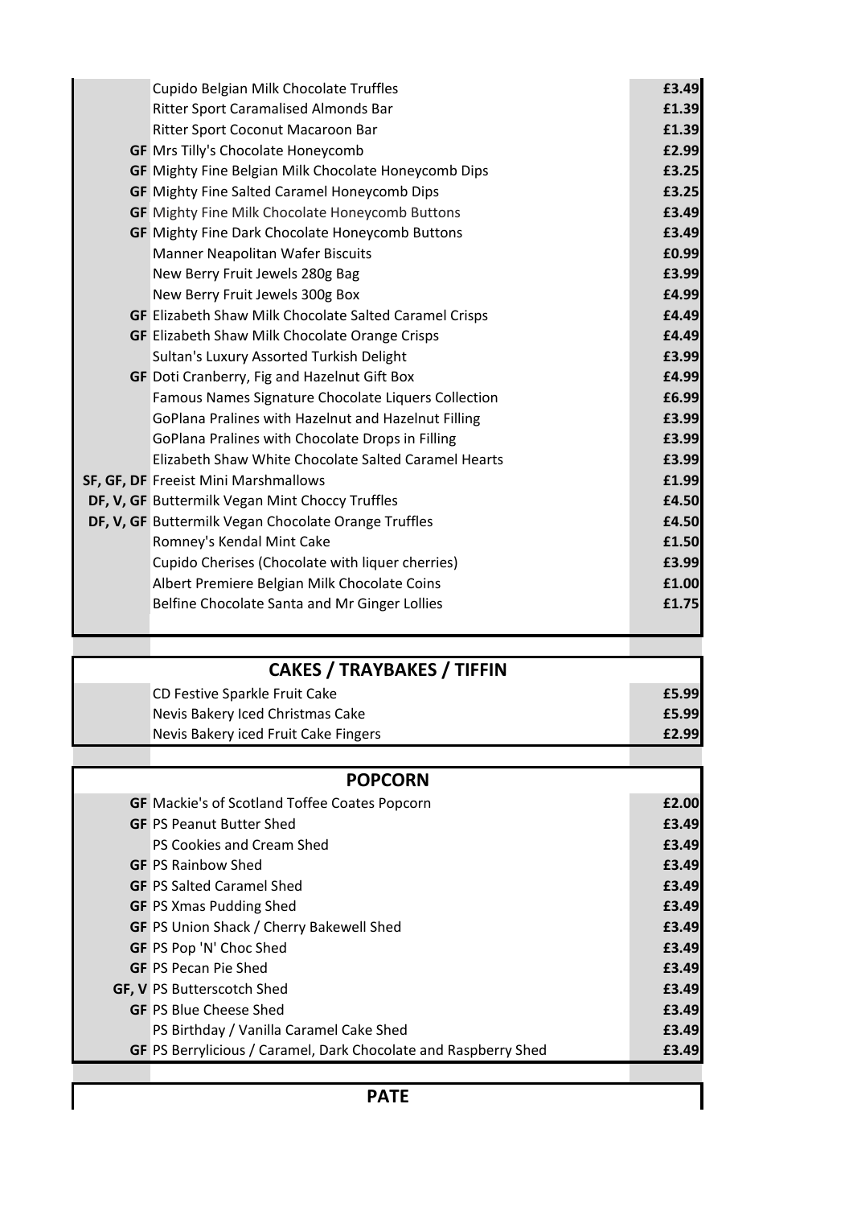| | | |
|---|---|---|
| | Cupido Belgian Milk Chocolate Truffles | £3.49 |
| | Ritter Sport Caramalised Almonds Bar | £1.39 |
| | Ritter Sport Coconut Macaroon Bar | £1.39 |
| **GF** | Mrs Tilly's Chocolate Honeycomb | £2.99 |
| **GF** | Mighty Fine Belgian Milk Chocolate Honeycomb Dips | £3.25 |
| **GF** | Mighty Fine Salted Caramel Honeycomb Dips | £3.25 |
| **GF** | Mighty Fine Milk Chocolate Honeycomb Buttons | £3.49 |
| **GF** | Mighty Fine Dark Chocolate Honeycomb Buttons | £3.49 |
| | Manner Neapolitan Wafer Biscuits | £0.99 |
| | New Berry Fruit Jewels 280g Bag | £3.99 |
| | New Berry Fruit Jewels 300g Box | £4.99 |
| **GF** | Elizabeth Shaw Milk Chocolate Salted Caramel Crisps | £4.49 |
| **GF** | Elizabeth Shaw Milk Chocolate Orange Crisps | £4.49 |
| | Sultan's Luxury Assorted Turkish Delight | £3.99 |
| **GF** | Doti Cranberry, Fig and Hazelnut Gift Box | £4.99 |
| | Famous Names Signature Chocolate Liquers Collection | £6.99 |
| | GoPlana Pralines with Hazelnut and Hazelnut Filling | £3.99 |
| | GoPlana Pralines with Chocolate Drops in Filling | £3.99 |
| | Elizabeth Shaw White Chocolate Salted Caramel Hearts | £3.99 |
| **SF, GF, DF** | Freeist Mini Marshmallows | £1.99 |
| **DF, V, GF** | Buttermilk Vegan Mint Choccy Truffles | £4.50 |
| **DF, V, GF** | Buttermilk Vegan Chocolate Orange Truffles | £4.50 |
| | Romney's Kendal Mint Cake | £1.50 |
| | Cupido Cherises (Chocolate with liquer cherries) | £3.99 |
| | Albert Premiere Belgian Milk Chocolate Coins | £1.00 |
| | Belfine Chocolate Santa and Mr Ginger Lollies | £1.75 |

## CAKES / TRAYBAKES / TIFFIN

| | | |
|---|---|---|
| | CD Festive Sparkle Fruit Cake | £5.99 |
| | Nevis Bakery Iced Christmas Cake | £5.99 |
| | Nevis Bakery iced Fruit Cake Fingers | £2.99 |

## POPCORN

| | | |
|---|---|---|
| **GF** | Mackie's of Scotland Toffee Coates Popcorn | £2.00 |
| **GF** | PS Peanut Butter Shed | £3.49 |
| | PS Cookies and Cream Shed | £3.49 |
| **GF** | PS Rainbow Shed | £3.49 |
| **GF** | PS Salted Caramel Shed | £3.49 |
| **GF** | PS Xmas Pudding Shed | £3.49 |
| **GF** | PS Union Shack / Cherry Bakewell Shed | £3.49 |
| **GF** | PS Pop 'N' Choc Shed | £3.49 |
| **GF** | PS Pecan Pie Shed | £3.49 |
| **GF, V** | PS Butterscotch Shed | £3.49 |
| **GF** | PS Blue Cheese Shed | £3.49 |
| | PS Birthday / Vanilla Caramel Cake Shed | £3.49 |
| **GF** | PS Berrylicious / Caramel, Dark Chocolate and Raspberry Shed | £3.49 |

## PATE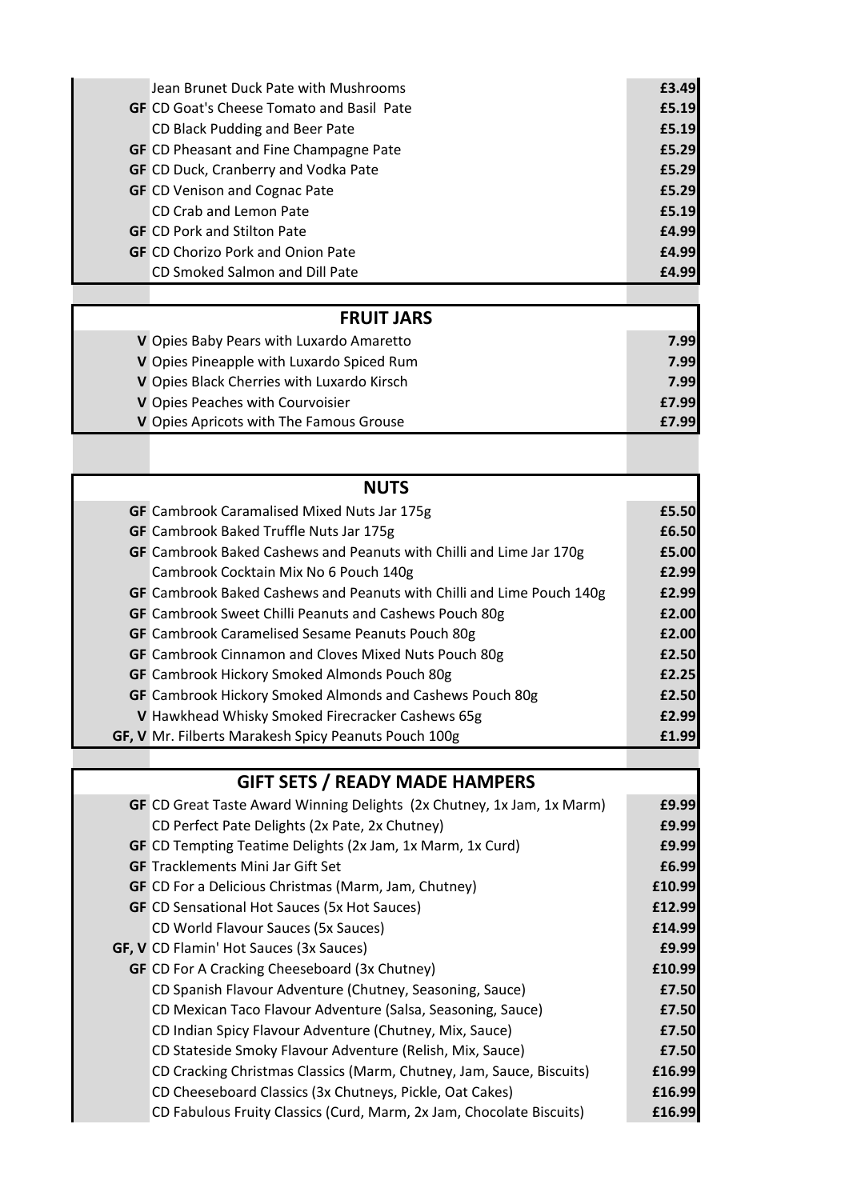| | | |
|---|---|---|
| | Jean Brunet Duck Pate with Mushrooms | £3.49 |
| GF | CD Goat's Cheese Tomato and Basil Pate | £5.19 |
| | CD Black Pudding and Beer Pate | £5.19 |
| GF | CD Pheasant and Fine Champagne Pate | £5.29 |
| GF | CD Duck, Cranberry and Vodka Pate | £5.29 |
| GF | CD Venison and Cognac Pate | £5.29 |
| | CD Crab and Lemon Pate | £5.19 |
| GF | CD Pork and Stilton Pate | £4.99 |
| GF | CD Chorizo Pork and Onion Pate | £4.99 |
| | CD Smoked Salmon and Dill Pate | £4.99 |

## FRUIT JARS

| | | |
|---|---|---|
| V | Opies Baby Pears with Luxardo Amaretto | 7.99 |
| V | Opies Pineapple with Luxardo Spiced Rum | 7.99 |
| V | Opies Black Cherries with Luxardo Kirsch | 7.99 |
| V | Opies Peaches with Courvoisier | £7.99 |
| V | Opies Apricots with The Famous Grouse | £7.99 |

## NUTS

| | | |
|---|---|---|
| GF | Cambrook Caramalised Mixed Nuts Jar 175g | £5.50 |
| GF | Cambrook Baked Truffle Nuts Jar 175g | £6.50 |
| GF | Cambrook Baked Cashews and Peanuts with Chilli and Lime Jar 170g | £5.00 |
| | Cambrook Cocktain Mix No 6 Pouch 140g | £2.99 |
| GF | Cambrook Baked Cashews and Peanuts with Chilli and Lime Pouch 140g | £2.99 |
| GF | Cambrook Sweet Chilli Peanuts and Cashews Pouch 80g | £2.00 |
| GF | Cambrook Caramelised Sesame Peanuts Pouch 80g | £2.00 |
| GF | Cambrook Cinnamon and Cloves Mixed Nuts Pouch 80g | £2.50 |
| GF | Cambrook Hickory Smoked Almonds Pouch 80g | £2.25 |
| GF | Cambrook Hickory Smoked Almonds and Cashews Pouch 80g | £2.50 |
| V | Hawkhead Whisky Smoked Firecracker Cashews 65g | £2.99 |
| GF, V | Mr. Filberts Marakesh Spicy Peanuts Pouch 100g | £1.99 |

## GIFT SETS / READY MADE HAMPERS

| | | |
|---|---|---|
| GF | CD Great Taste Award Winning Delights (2x Chutney, 1x Jam, 1x Marm) | £9.99 |
| | CD Perfect Pate Delights (2x Pate, 2x Chutney) | £9.99 |
| GF | CD Tempting Teatime Delights (2x Jam, 1x Marm, 1x Curd) | £9.99 |
| GF | Tracklements Mini Jar Gift Set | £6.99 |
| GF | CD For a Delicious Christmas (Marm, Jam, Chutney) | £10.99 |
| GF | CD Sensational Hot Sauces (5x Hot Sauces) | £12.99 |
| | CD World Flavour Sauces (5x Sauces) | £14.99 |
| GF, V | CD Flamin' Hot Sauces (3x Sauces) | £9.99 |
| GF | CD For A Cracking Cheeseboard (3x Chutney) | £10.99 |
| | CD Spanish Flavour Adventure (Chutney, Seasoning, Sauce) | £7.50 |
| | CD Mexican Taco Flavour Adventure (Salsa, Seasoning, Sauce) | £7.50 |
| | CD Indian Spicy Flavour Adventure (Chutney, Mix, Sauce) | £7.50 |
| | CD Stateside Smoky Flavour Adventure (Relish, Mix, Sauce) | £7.50 |
| | CD Cracking Christmas Classics (Marm, Chutney, Jam, Sauce, Biscuits) | £16.99 |
| | CD Cheeseboard Classics (3x Chutneys, Pickle, Oat Cakes) | £16.99 |
| | CD Fabulous Fruity Classics (Curd, Marm, 2x Jam, Chocolate Biscuits) | £16.99 |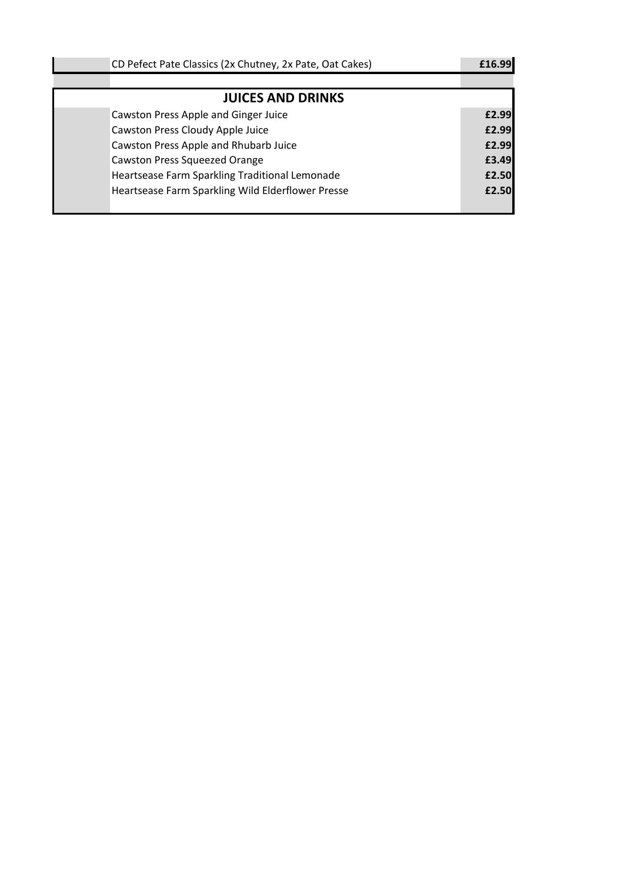| | | |
|---|---|---|
| | CD Pefect Pate Classics (2x Chutney, 2x Pate, Oat Cakes) | **£16.99** |

## JUICES AND DRINKS

| | | |
|---|---|---|
| | Cawston Press Apple and Ginger Juice | **£2.99** |
| | Cawston Press Cloudy Apple Juice | **£2.99** |
| | Cawston Press Apple and Rhubarb Juice | **£2.99** |
| | Cawston Press Squeezed Orange | **£3.49** |
| | Heartsease Farm Sparkling Traditional Lemonade | **£2.50** |
| | Heartsease Farm Sparkling Wild Elderflower Presse | **£2.50** |